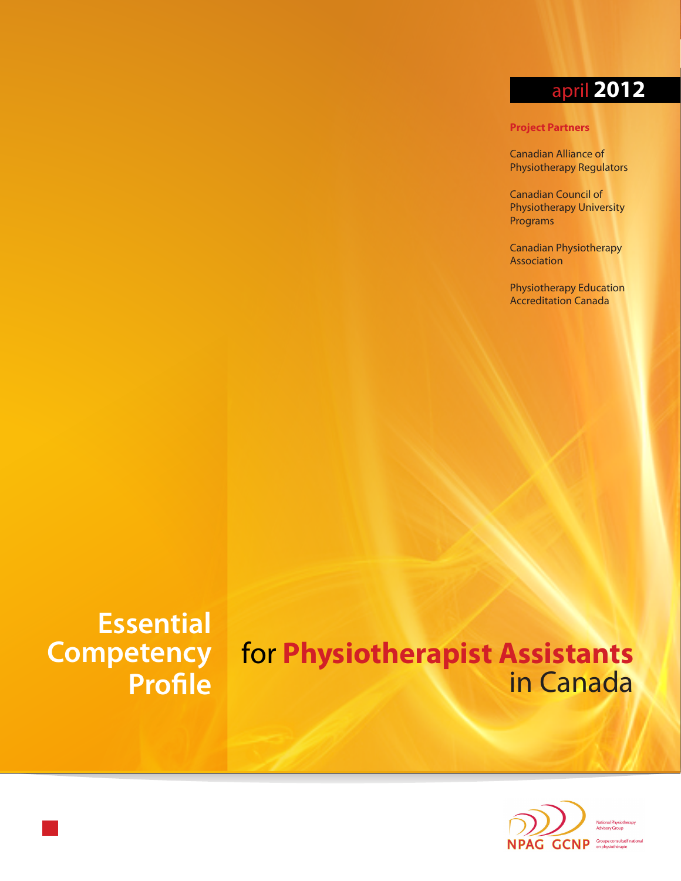april **2012**

**Project Partners**

Canadian Alliance of Physiotherapy Regulators

Canadian Council of Physiotherapy University Programs

Canadian Physiotherapy Association

Physiotherapy Education Accreditation Canada

# Essential Competency Profile for Physiotherapist Assistants in Canada

NPAG GCNP

National Physiotherapy Advisory Group

Groupe consultatif national en physiothérapie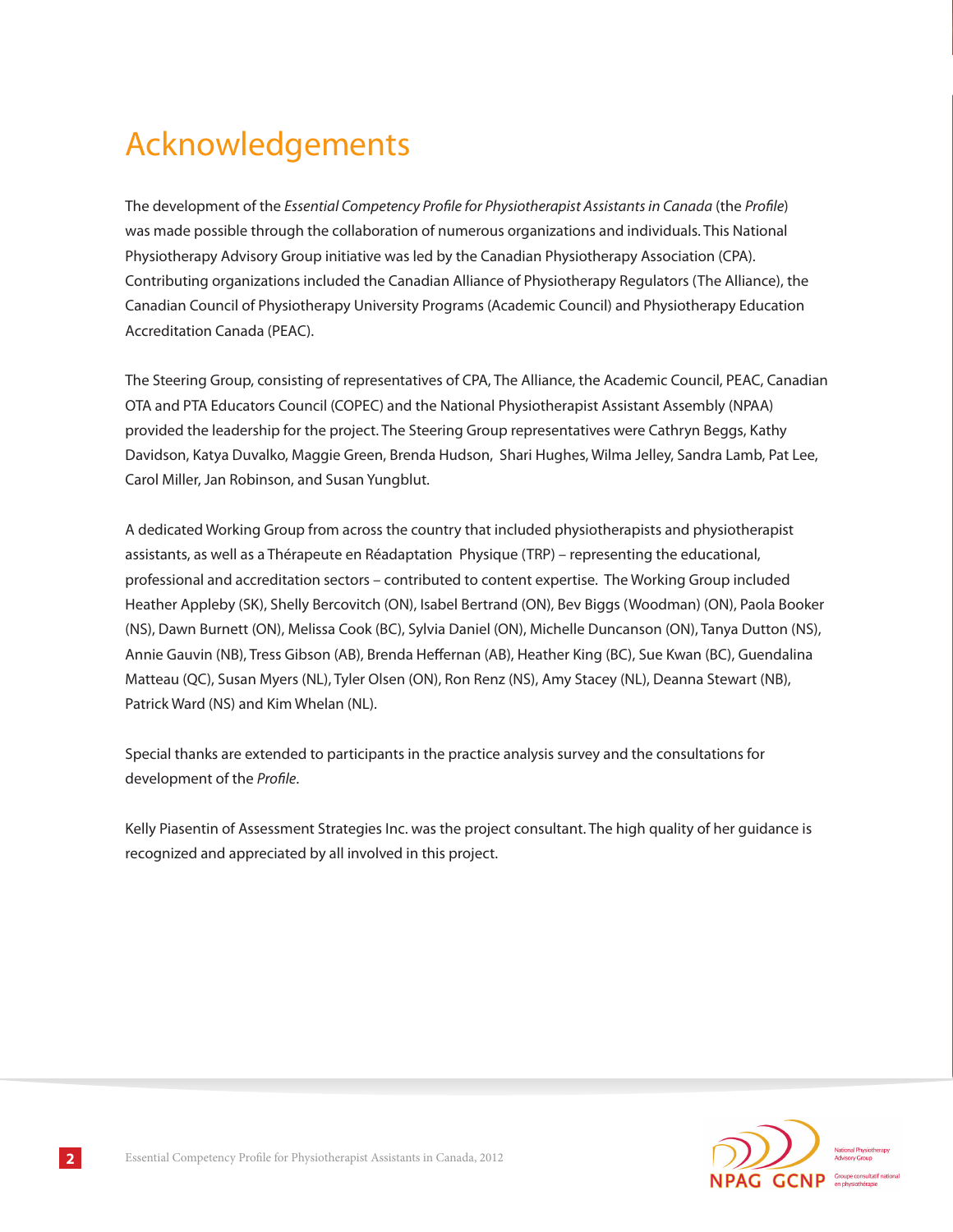# Acknowledgements

The development of the *Essential Competency Profile for Physiotherapist Assistants in Canada* (the *Profile*) was made possible through the collaboration of numerous organizations and individuals. This National Physiotherapy Advisory Group initiative was led by the Canadian Physiotherapy Association (CPA). Contributing organizations included the Canadian Alliance of Physiotherapy Regulators (The Alliance), the Canadian Council of Physiotherapy University Programs (Academic Council) and Physiotherapy Education Accreditation Canada (PEAC).

The Steering Group, consisting of representatives of CPA, The Alliance, the Academic Council, PEAC, Canadian OTA and PTA Educators Council (COPEC) and the National Physiotherapist Assistant Assembly (NPAA) provided the leadership for the project. The Steering Group representatives were Cathryn Beggs, Kathy Davidson, Katya Duvalko, Maggie Green, Brenda Hudson, Shari Hughes, Wilma Jelley, Sandra Lamb, Pat Lee, Carol Miller, Jan Robinson, and Susan Yungblut.

A dedicated Working Group from across the country that included physiotherapists and physiotherapist assistants, as well as a Thérapeute en Réadaptation Physique (TRP) – representing the educational, professional and accreditation sectors – contributed to content expertise. The Working Group included Heather Appleby (SK), Shelly Bercovitch (ON), Isabel Bertrand (ON), Bev Biggs (Woodman) (ON), Paola Booker (NS), Dawn Burnett (ON), Melissa Cook (BC), Sylvia Daniel (ON), Michelle Duncanson (ON), Tanya Dutton (NS), Annie Gauvin (NB), Tress Gibson (AB), Brenda Heffernan (AB), Heather King (BC), Sue Kwan (BC), Guendalina Matteau (QC), Susan Myers (NL), Tyler Olsen (ON), Ron Renz (NS), Amy Stacey (NL), Deanna Stewart (NB), Patrick Ward (NS) and Kim Whelan (NL).

Special thanks are extended to participants in the practice analysis survey and the consultations for development of the *Profile*.

Kelly Piasentin of Assessment Strategies Inc. was the project consultant. The high quality of her guidance is recognized and appreciated by all involved in this project.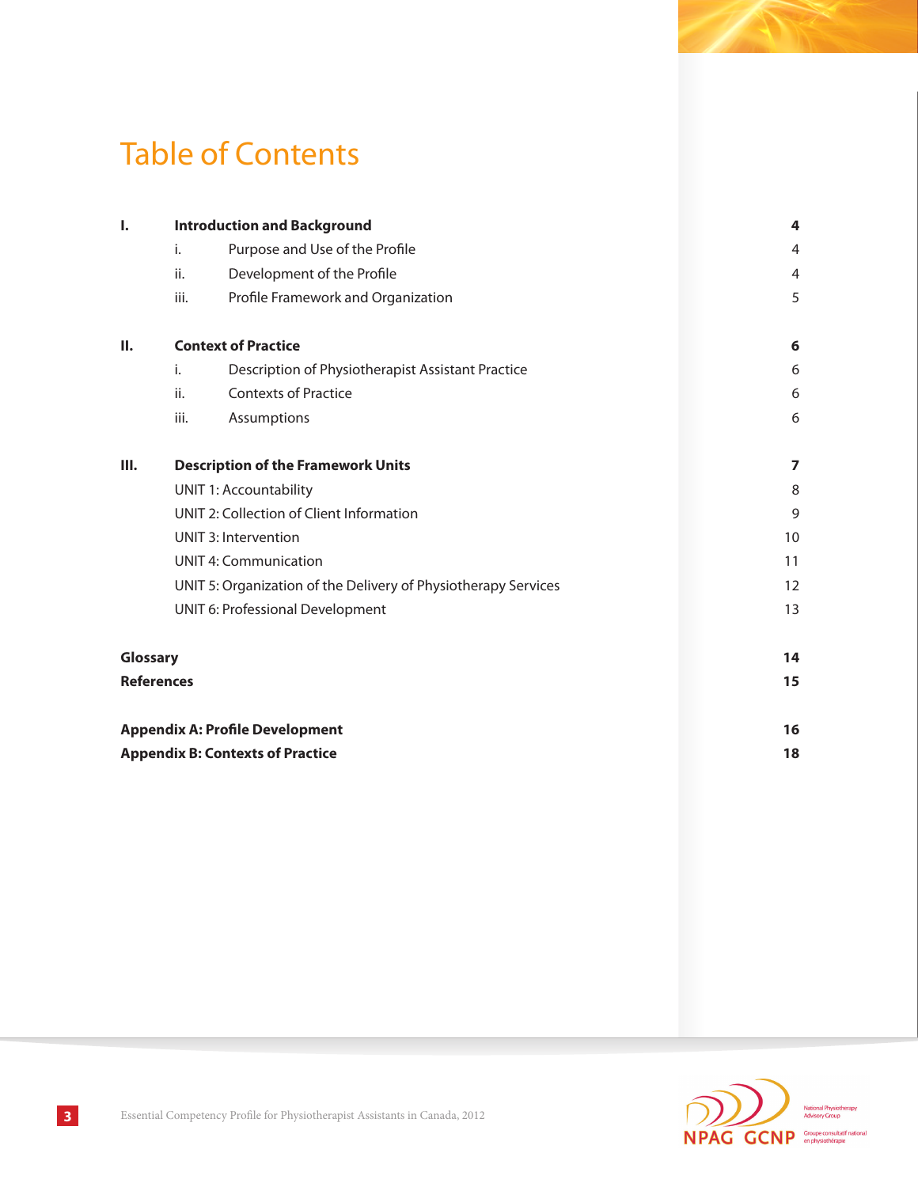# Table of Contents

| | | | |
|---|---|---|---|
| **I.** | **Introduction and Background** | | **4** |
| | i. | Purpose and Use of the Profile | 4 |
| | ii. | Development of the Profile | 4 |
| | iii. | Profile Framework and Organization | 5 |
| **II.** | **Context of Practice** | | **6** |
| | i. | Description of Physiotherapist Assistant Practice | 6 |
| | ii. | Contexts of Practice | 6 |
| | iii. | Assumptions | 6 |
| **III.** | **Description of the Framework Units** | | **7** |
| | UNIT 1: Accountability | | 8 |
| | UNIT 2: Collection of Client Information | | 9 |
| | UNIT 3: Intervention | | 10 |
| | UNIT 4: Communication | | 11 |
| | UNIT 5: Organization of the Delivery of Physiotherapy Services | | 12 |
| | UNIT 6: Professional Development | | 13 |
| **Glossary** | | | **14** |
| **References** | | | **15** |
| **Appendix A: Profile Development** | | | **16** |
| **Appendix B: Contexts of Practice** | | | **18** |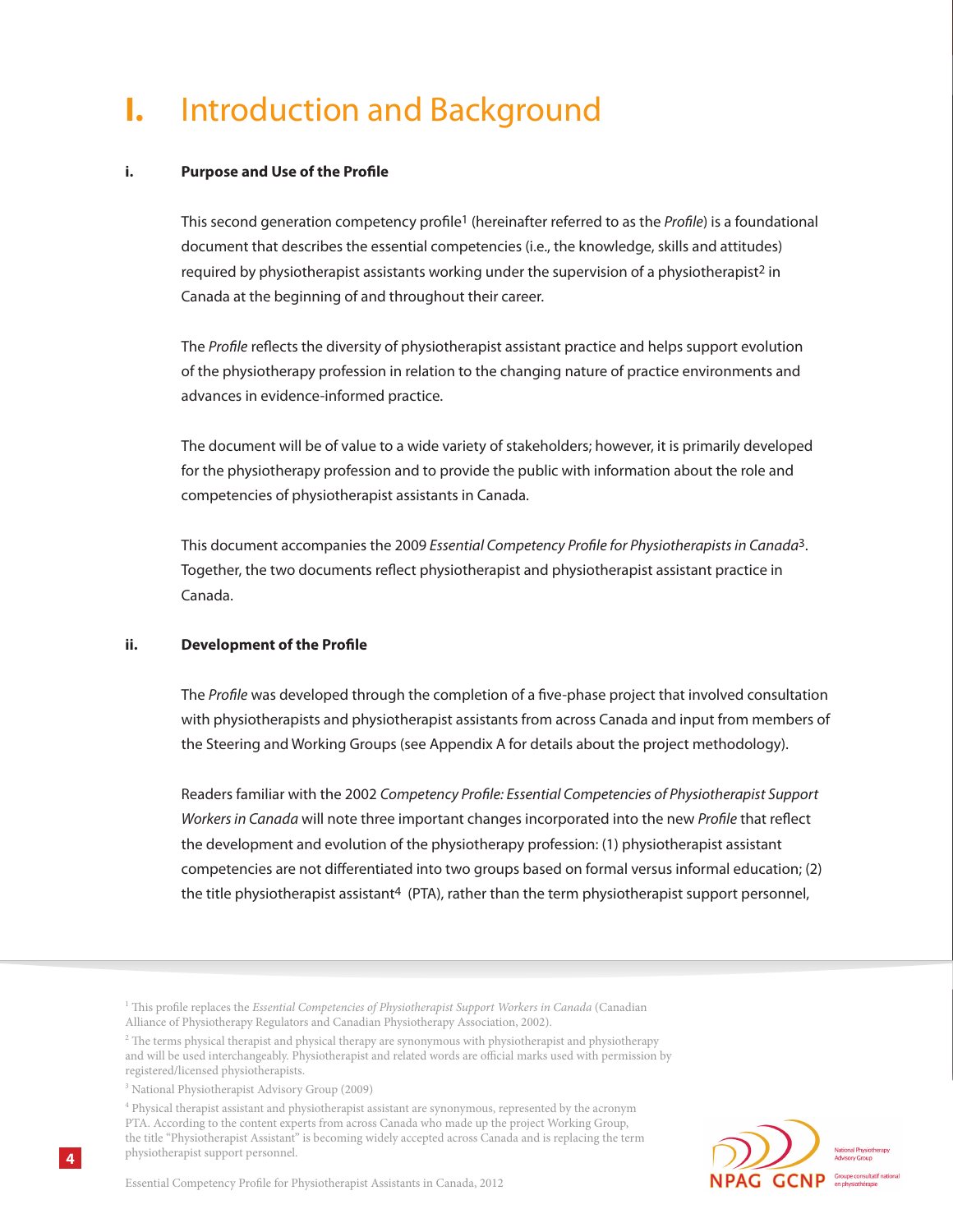# I. Introduction and Background

### i. Purpose and Use of the Profile

This second generation competency profile[1] (hereinafter referred to as the *Profile*) is a foundational document that describes the essential competencies (i.e., the knowledge, skills and attitudes) required by physiotherapist assistants working under the supervision of a physiotherapist[2] in Canada at the beginning of and throughout their career.

The *Profile* reflects the diversity of physiotherapist assistant practice and helps support evolution of the physiotherapy profession in relation to the changing nature of practice environments and advances in evidence-informed practice.

The document will be of value to a wide variety of stakeholders; however, it is primarily developed for the physiotherapy profession and to provide the public with information about the role and competencies of physiotherapist assistants in Canada.

This document accompanies the 2009 *Essential Competency Profile for Physiotherapists in Canada*[3]. Together, the two documents reflect physiotherapist and physiotherapist assistant practice in Canada.

### ii. Development of the Profile

The *Profile* was developed through the completion of a five-phase project that involved consultation with physiotherapists and physiotherapist assistants from across Canada and input from members of the Steering and Working Groups (see Appendix A for details about the project methodology).

Readers familiar with the 2002 *Competency Profile: Essential Competencies of Physiotherapist Support Workers in Canada* will note three important changes incorporated into the new *Profile* that reflect the development and evolution of the physiotherapy profession: (1) physiotherapist assistant competencies are not differentiated into two groups based on formal versus informal education; (2) the title physiotherapist assistant[4] (PTA), rather than the term physiotherapist support personnel,

---

[1] This profile replaces the *Essential Competencies of Physiotherapist Support Workers in Canada* (Canadian Alliance of Physiotherapy Regulators and Canadian Physiotherapy Association, 2002).

[2] The terms physical therapist and physical therapy are synonymous with physiotherapist and physiotherapy and will be used interchangeably. Physiotherapist and related words are official marks used with permission by registered/licensed physiotherapists.

[3] National Physiotherapist Advisory Group (2009)

[4] Physical therapist assistant and physiotherapist assistant are synonymous, represented by the acronym PTA. According to the content experts from across Canada who made up the project Working Group, the title "Physiotherapist Assistant" is becoming widely accepted across Canada and is replacing the term physiotherapist support personnel.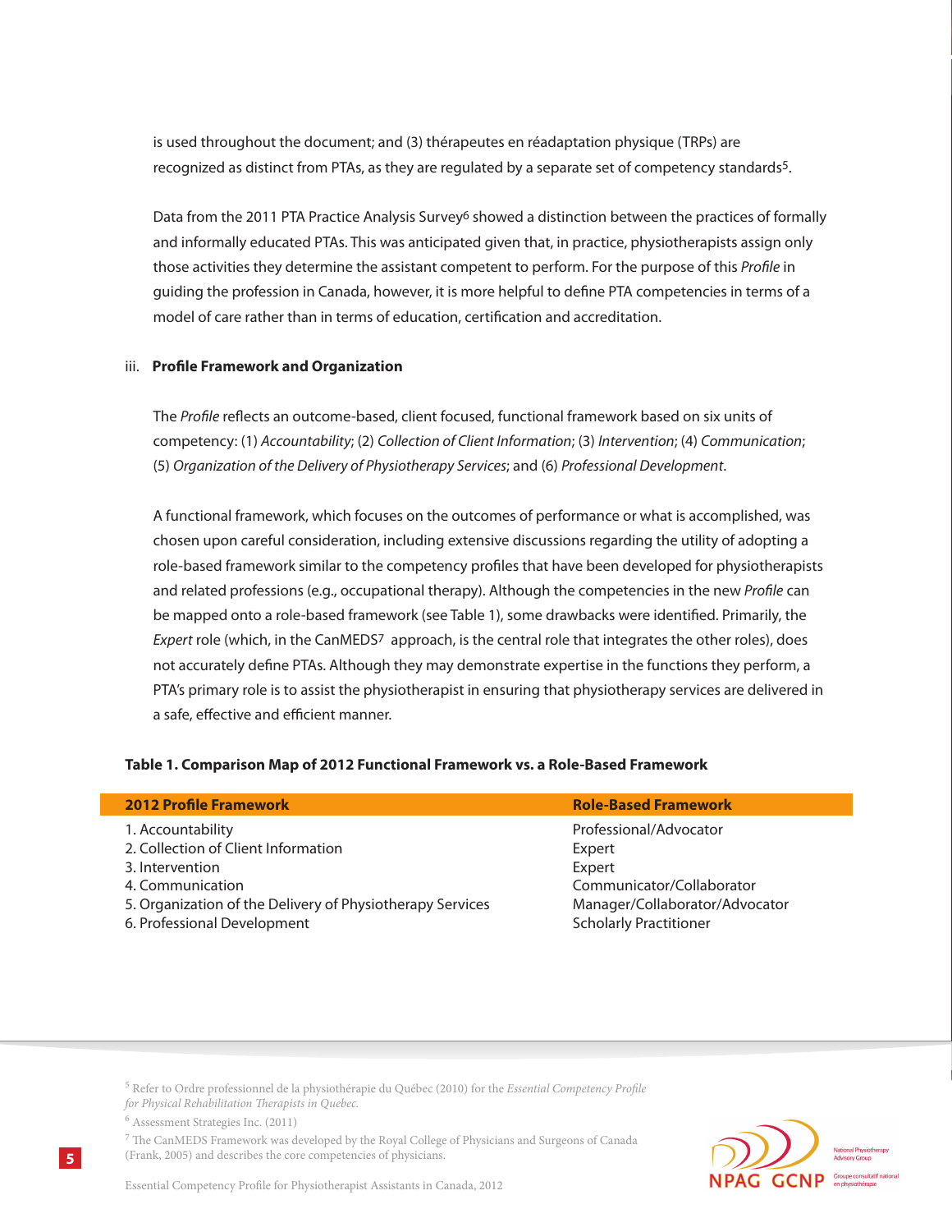is used throughout the document; and (3) thérapeutes en réadaptation physique (TRPs) are recognized as distinct from PTAs, as they are regulated by a separate set of competency standards[5].

Data from the 2011 PTA Practice Analysis Survey[6] showed a distinction between the practices of formally and informally educated PTAs. This was anticipated given that, in practice, physiotherapists assign only those activities they determine the assistant competent to perform. For the purpose of this *Profile* in guiding the profession in Canada, however, it is more helpful to define PTA competencies in terms of a model of care rather than in terms of education, certification and accreditation.

### iii. Profile Framework and Organization

The *Profile* reflects an outcome-based, client focused, functional framework based on six units of competency: (1) *Accountability*; (2) *Collection of Client Information*; (3) *Intervention*; (4) *Communication*; (5) *Organization of the Delivery of Physiotherapy Services*; and (6) *Professional Development*.

A functional framework, which focuses on the outcomes of performance or what is accomplished, was chosen upon careful consideration, including extensive discussions regarding the utility of adopting a role-based framework similar to the competency profiles that have been developed for physiotherapists and related professions (e.g., occupational therapy). Although the competencies in the new *Profile* can be mapped onto a role-based framework (see Table 1), some drawbacks were identified. Primarily, the *Expert* role (which, in the CanMEDS[7] approach, is the central role that integrates the other roles), does not accurately define PTAs. Although they may demonstrate expertise in the functions they perform, a PTA's primary role is to assist the physiotherapist in ensuring that physiotherapy services are delivered in a safe, effective and efficient manner.

**Table 1. Comparison Map of 2012 Functional Framework vs. a Role-Based Framework**

| 2012 Profile Framework | Role-Based Framework |
|---|---|
| 1. Accountability | Professional/Advocator |
| 2. Collection of Client Information | Expert |
| 3. Intervention | Expert |
| 4. Communication | Communicator/Collaborator |
| 5. Organization of the Delivery of Physiotherapy Services | Manager/Collaborator/Advocator |
| 6. Professional Development | Scholarly Practitioner |

[5] Refer to Ordre professionnel de la physiothérapie du Québec (2010) for the *Essential Competency Profile for Physical Rehabilitation Therapists in Quebec*.

[6] Assessment Strategies Inc. (2011)

[7] The CanMEDS Framework was developed by the Royal College of Physicians and Surgeons of Canada (Frank, 2005) and describes the core competencies of physicians.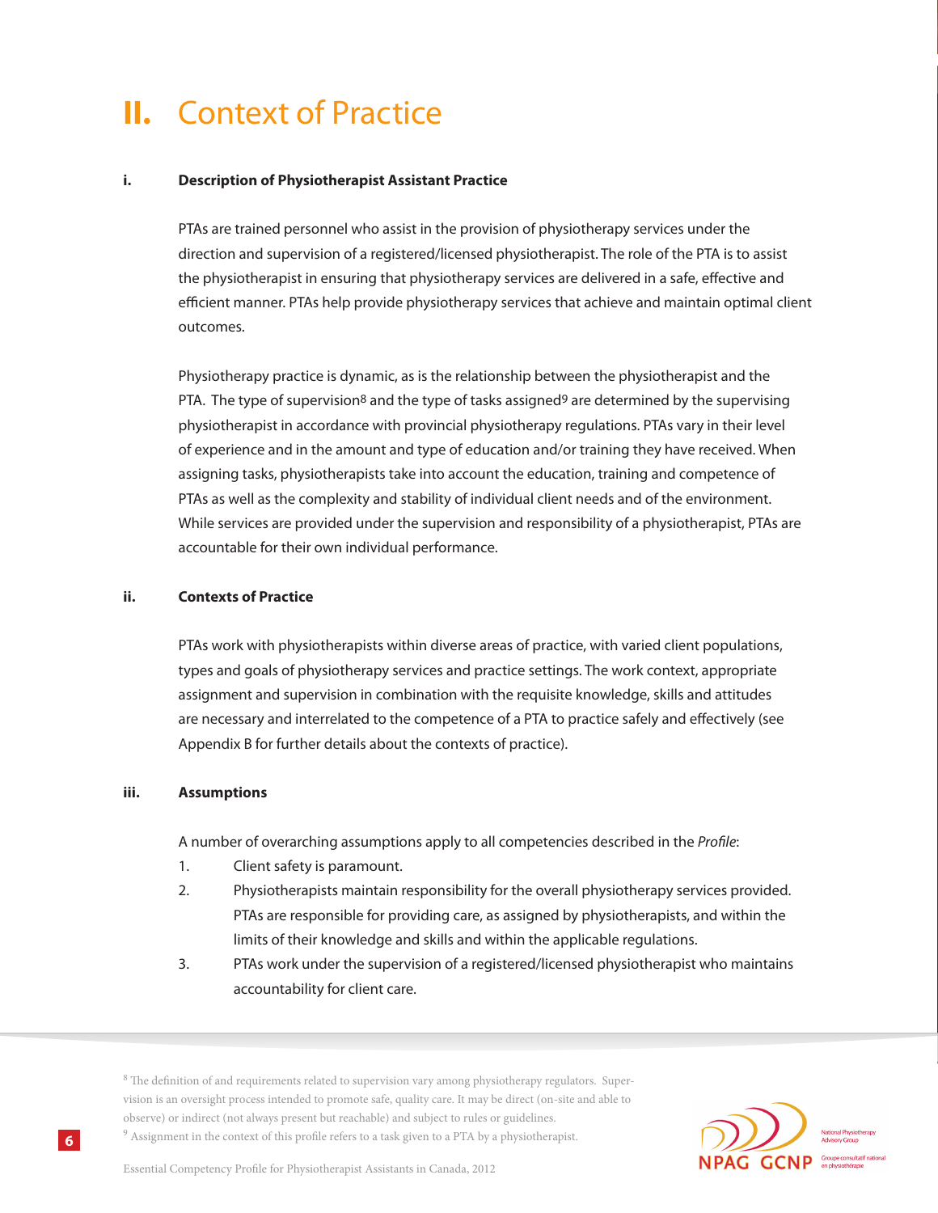# II. Context of Practice

### i. Description of Physiotherapist Assistant Practice

PTAs are trained personnel who assist in the provision of physiotherapy services under the direction and supervision of a registered/licensed physiotherapist. The role of the PTA is to assist the physiotherapist in ensuring that physiotherapy services are delivered in a safe, effective and efficient manner. PTAs help provide physiotherapy services that achieve and maintain optimal client outcomes.

Physiotherapy practice is dynamic, as is the relationship between the physiotherapist and the PTA. The type of supervision[8] and the type of tasks assigned[9] are determined by the supervising physiotherapist in accordance with provincial physiotherapy regulations. PTAs vary in their level of experience and in the amount and type of education and/or training they have received. When assigning tasks, physiotherapists take into account the education, training and competence of PTAs as well as the complexity and stability of individual client needs and of the environment. While services are provided under the supervision and responsibility of a physiotherapist, PTAs are accountable for their own individual performance.

### ii. Contexts of Practice

PTAs work with physiotherapists within diverse areas of practice, with varied client populations, types and goals of physiotherapy services and practice settings. The work context, appropriate assignment and supervision in combination with the requisite knowledge, skills and attitudes are necessary and interrelated to the competence of a PTA to practice safely and effectively (see Appendix B for further details about the contexts of practice).

### iii. Assumptions

A number of overarching assumptions apply to all competencies described in the *Profile*:

1. Client safety is paramount.
2. Physiotherapists maintain responsibility for the overall physiotherapy services provided. PTAs are responsible for providing care, as assigned by physiotherapists, and within the limits of their knowledge and skills and within the applicable regulations.
3. PTAs work under the supervision of a registered/licensed physiotherapist who maintains accountability for client care.

---

[8] The definition of and requirements related to supervision vary among physiotherapy regulators. Supervision is an oversight process intended to promote safe, quality care. It may be direct (on-site and able to observe) or indirect (not always present but reachable) and subject to rules or guidelines.

[9] Assignment in the context of this profile refers to a task given to a PTA by a physiotherapist.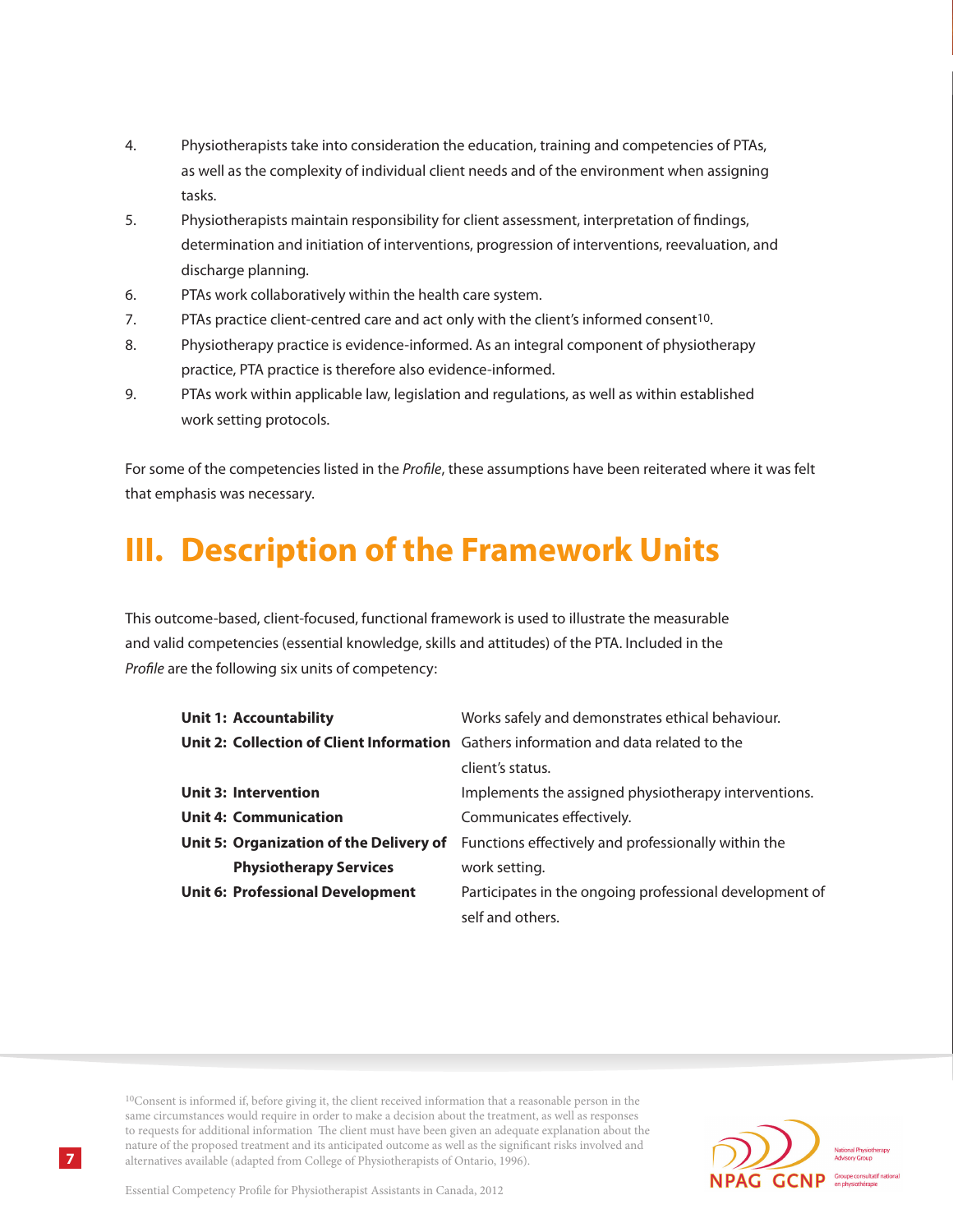4. Physiotherapists take into consideration the education, training and competencies of PTAs, as well as the complexity of individual client needs and of the environment when assigning tasks.
5. Physiotherapists maintain responsibility for client assessment, interpretation of findings, determination and initiation of interventions, progression of interventions, reevaluation, and discharge planning.
6. PTAs work collaboratively within the health care system.
7. PTAs practice client-centred care and act only with the client's informed consent[10].
8. Physiotherapy practice is evidence-informed. As an integral component of physiotherapy practice, PTA practice is therefore also evidence-informed.
9. PTAs work within applicable law, legislation and regulations, as well as within established work setting protocols.

For some of the competencies listed in the *Profile*, these assumptions have been reiterated where it was felt that emphasis was necessary.

# III. Description of the Framework Units

This outcome-based, client-focused, functional framework is used to illustrate the measurable and valid competencies (essential knowledge, skills and attitudes) of the PTA. Included in the *Profile* are the following six units of competency:

| | |
|---|---|
| **Unit 1: Accountability** | Works safely and demonstrates ethical behaviour. |
| **Unit 2: Collection of Client Information** | Gathers information and data related to the client's status. |
| **Unit 3: Intervention** | Implements the assigned physiotherapy interventions. |
| **Unit 4: Communication** | Communicates effectively. |
| **Unit 5: Organization of the Delivery of Physiotherapy Services** | Functions effectively and professionally within the work setting. |
| **Unit 6: Professional Development** | Participates in the ongoing professional development of self and others. |

[10]Consent is informed if, before giving it, the client received information that a reasonable person in the same circumstances would require in order to make a decision about the treatment, as well as responses to requests for additional information The client must have been given an adequate explanation about the nature of the proposed treatment and its anticipated outcome as well as the significant risks involved and alternatives available (adapted from College of Physiotherapists of Ontario, 1996).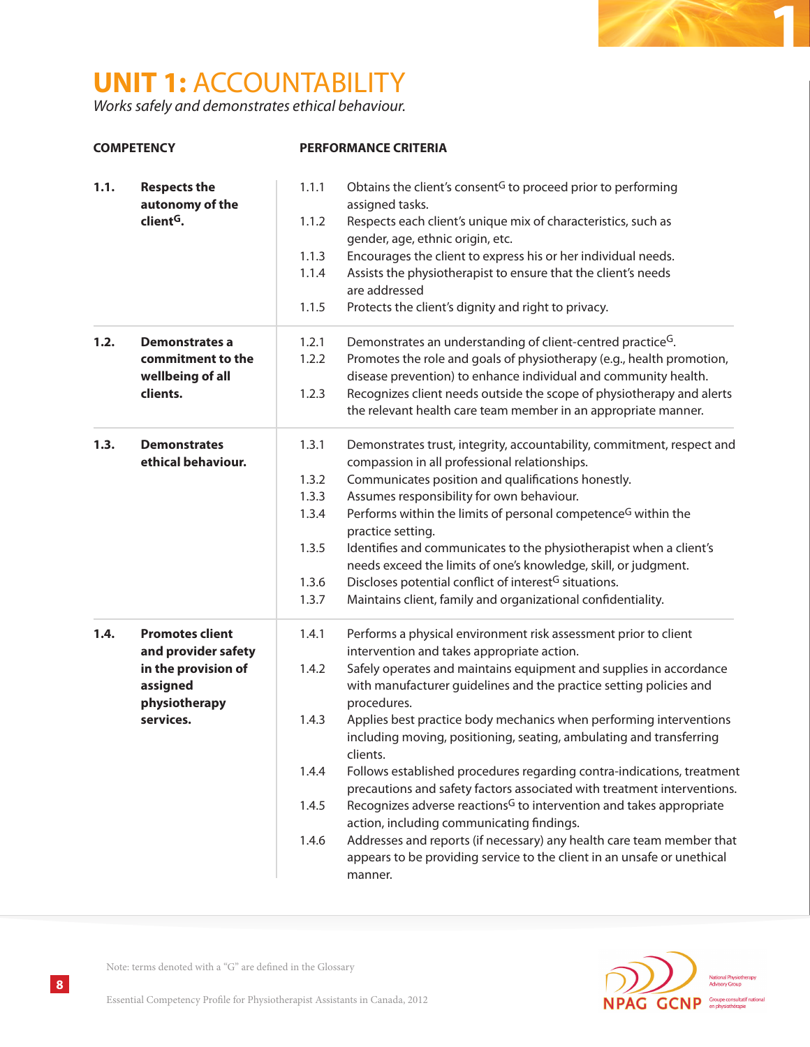# UNIT 1: ACCOUNTABILITY

*Works safely and demonstrates ethical behaviour.*

| COMPETENCY | PERFORMANCE CRITERIA |
|---|---|
| **1.1. Respects the autonomy of the client[G].** | 1.1.1 Obtains the client's consent[G] to proceed prior to performing assigned tasks.<br>1.1.2 Respects each client's unique mix of characteristics, such as gender, age, ethnic origin, etc.<br>1.1.3 Encourages the client to express his or her individual needs.<br>1.1.4 Assists the physiotherapist to ensure that the client's needs are addressed<br>1.1.5 Protects the client's dignity and right to privacy. |
| **1.2. Demonstrates a commitment to the wellbeing of all clients.** | 1.2.1 Demonstrates an understanding of client-centred practice[G].<br>1.2.2 Promotes the role and goals of physiotherapy (e.g., health promotion, disease prevention) to enhance individual and community health.<br>1.2.3 Recognizes client needs outside the scope of physiotherapy and alerts the relevant health care team member in an appropriate manner. |
| **1.3. Demonstrates ethical behaviour.** | 1.3.1 Demonstrates trust, integrity, accountability, commitment, respect and compassion in all professional relationships.<br>1.3.2 Communicates position and qualifications honestly.<br>1.3.3 Assumes responsibility for own behaviour.<br>1.3.4 Performs within the limits of personal competence[G] within the practice setting.<br>1.3.5 Identifies and communicates to the physiotherapist when a client's needs exceed the limits of one's knowledge, skill, or judgment.<br>1.3.6 Discloses potential conflict of interest[G] situations.<br>1.3.7 Maintains client, family and organizational confidentiality. |
| **1.4. Promotes client and provider safety in the provision of assigned physiotherapy services.** | 1.4.1 Performs a physical environment risk assessment prior to client intervention and takes appropriate action.<br>1.4.2 Safely operates and maintains equipment and supplies in accordance with manufacturer guidelines and the practice setting policies and procedures.<br>1.4.3 Applies best practice body mechanics when performing interventions including moving, positioning, seating, ambulating and transferring clients.<br>1.4.4 Follows established procedures regarding contra-indications, treatment precautions and safety factors associated with treatment interventions.<br>1.4.5 Recognizes adverse reactions[G] to intervention and takes appropriate action, including communicating findings.<br>1.4.6 Addresses and reports (if necessary) any health care team member that appears to be providing service to the client in an unsafe or unethical manner. |

Note: terms denoted with a "G" are defined in the Glossary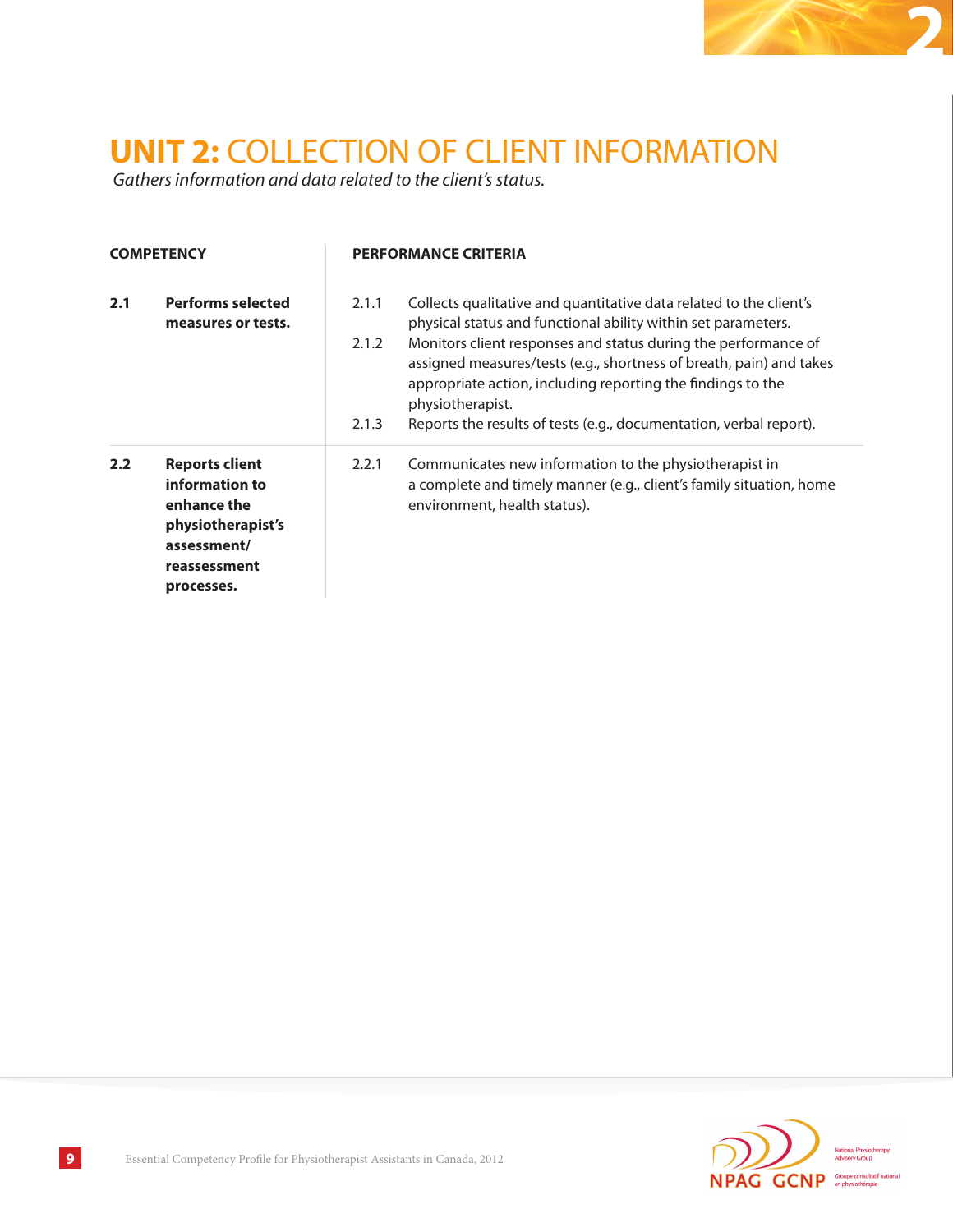# UNIT 2: COLLECTION OF CLIENT INFORMATION

*Gathers information and data related to the client's status.*

| COMPETENCY | | PERFORMANCE CRITERIA | |
|---|---|---|---|
| **2.1** | **Performs selected measures or tests.** | 2.1.1 | Collects qualitative and quantitative data related to the client's physical status and functional ability within set parameters. |
| | | 2.1.2 | Monitors client responses and status during the performance of assigned measures/tests (e.g., shortness of breath, pain) and takes appropriate action, including reporting the findings to the physiotherapist. |
| | | 2.1.3 | Reports the results of tests (e.g., documentation, verbal report). |
| **2.2** | **Reports client information to enhance the physiotherapist's assessment/ reassessment processes.** | 2.2.1 | Communicates new information to the physiotherapist in a complete and timely manner (e.g., client's family situation, home environment, health status). |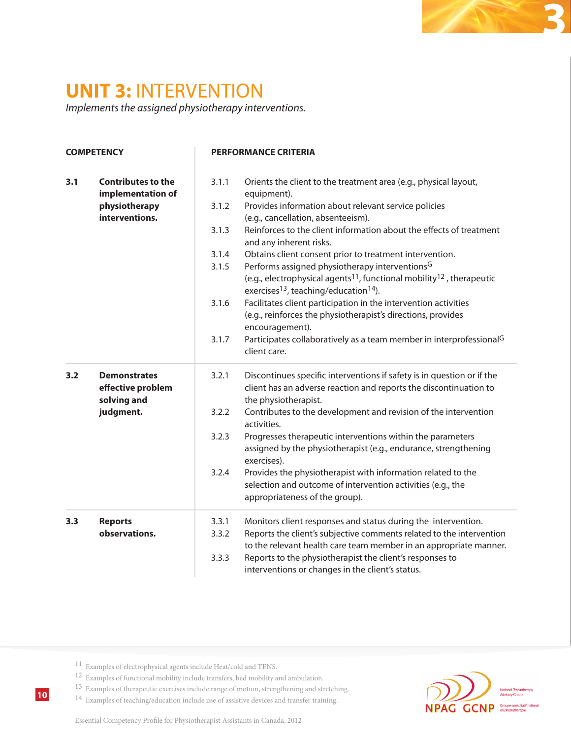# UNIT 3: INTERVENTION

*Implements the assigned physiotherapy interventions.*

| COMPETENCY | PERFORMANCE CRITERIA |
|---|---|
| **3.1 Contributes to the implementation of physiotherapy interventions.** | 3.1.1 Orients the client to the treatment area (e.g., physical layout, equipment).<br>3.1.2 Provides information about relevant service policies (e.g., cancellation, absenteeism).<br>3.1.3 Reinforces to the client information about the effects of treatment and any inherent risks.<br>3.1.4 Obtains client consent prior to treatment intervention.<br>3.1.5 Performs assigned physiotherapy interventions[G] (e.g., electrophysical agents[11], functional mobility[12], therapeutic exercises[13], teaching/education[14]).<br>3.1.6 Facilitates client participation in the intervention activities (e.g., reinforces the physiotherapist's directions, provides encouragement).<br>3.1.7 Participates collaboratively as a team member in interprofessional[G] client care. |
| **3.2 Demonstrates effective problem solving and judgment.** | 3.2.1 Discontinues specific interventions if safety is in question or if the client has an adverse reaction and reports the discontinuation to the physiotherapist.<br>3.2.2 Contributes to the development and revision of the intervention activities.<br>3.2.3 Progresses therapeutic interventions within the parameters assigned by the physiotherapist (e.g., endurance, strengthening exercises).<br>3.2.4 Provides the physiotherapist with information related to the selection and outcome of intervention activities (e.g., the appropriateness of the group). |
| **3.3 Reports observations.** | 3.3.1 Monitors client responses and status during the intervention.<br>3.3.2 Reports the client's subjective comments related to the intervention to the relevant health care team member in an appropriate manner.<br>3.3.3 Reports to the physiotherapist the client's responses to interventions or changes in the client's status. |

[11] Examples of electrophysical agents include Heat/cold and TENS.

[12] Examples of functional mobility include transfers, bed mobility and ambulation.

[13] Examples of therapeutic exercises include range of motion, strengthening and stretching.

[14] Examples of teaching/education include use of assistive devices and transfer training.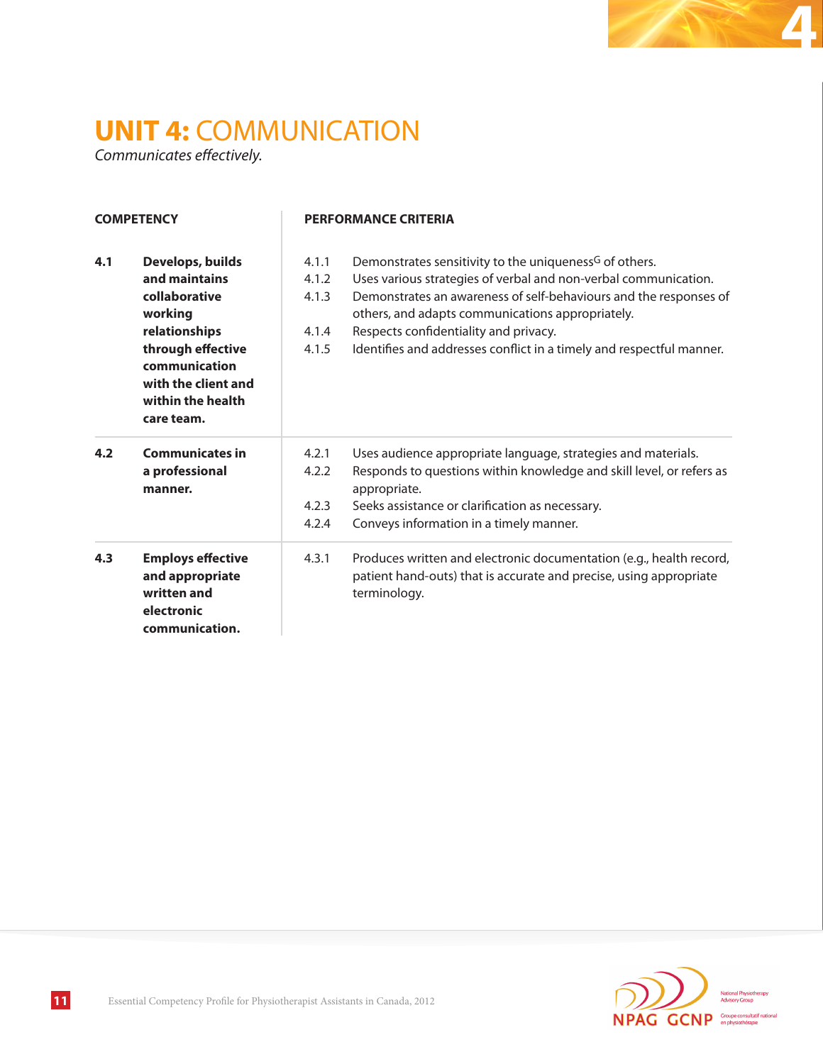# UNIT 4: COMMUNICATION

*Communicates effectively.*

| COMPETENCY | | PERFORMANCE CRITERIA | |
|---|---|---|---|
| 4.1 | **Develops, builds and maintains collaborative working relationships through effective communication with the client and within the health care team.** | 4.1.1 | Demonstrates sensitivity to the uniqueness[G] of others. |
| | | 4.1.2 | Uses various strategies of verbal and non-verbal communication. |
| | | 4.1.3 | Demonstrates an awareness of self-behaviours and the responses of others, and adapts communications appropriately. |
| | | 4.1.4 | Respects confidentiality and privacy. |
| | | 4.1.5 | Identifies and addresses conflict in a timely and respectful manner. |
| 4.2 | **Communicates in a professional manner.** | 4.2.1 | Uses audience appropriate language, strategies and materials. |
| | | 4.2.2 | Responds to questions within knowledge and skill level, or refers as appropriate. |
| | | 4.2.3 | Seeks assistance or clarification as necessary. |
| | | 4.2.4 | Conveys information in a timely manner. |
| 4.3 | **Employs effective and appropriate written and electronic communication.** | 4.3.1 | Produces written and electronic documentation (e.g., health record, patient hand-outs) that is accurate and precise, using appropriate terminology. |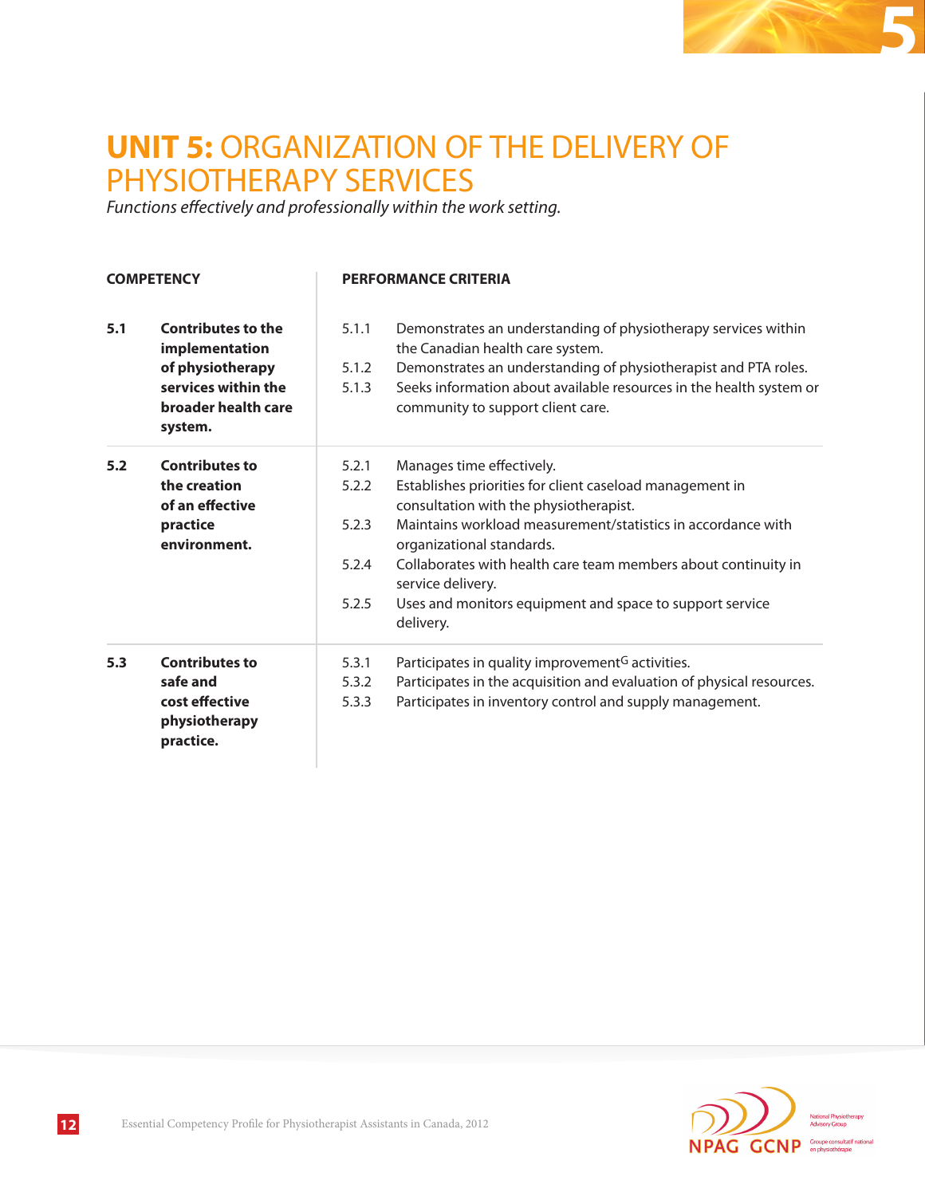# UNIT 5: ORGANIZATION OF THE DELIVERY OF PHYSIOTHERAPY SERVICES

*Functions effectively and professionally within the work setting.*

| COMPETENCY | PERFORMANCE CRITERIA |
|---|---|
| **5.1 Contributes to the implementation of physiotherapy services within the broader health care system.** | 5.1.1 Demonstrates an understanding of physiotherapy services within the Canadian health care system.<br>5.1.2 Demonstrates an understanding of physiotherapist and PTA roles.<br>5.1.3 Seeks information about available resources in the health system or community to support client care. |
| **5.2 Contributes to the creation of an effective practice environment.** | 5.2.1 Manages time effectively.<br>5.2.2 Establishes priorities for client caseload management in consultation with the physiotherapist.<br>5.2.3 Maintains workload measurement/statistics in accordance with organizational standards.<br>5.2.4 Collaborates with health care team members about continuity in service delivery.<br>5.2.5 Uses and monitors equipment and space to support service delivery. |
| **5.3 Contributes to safe and cost effective physiotherapy practice.** | 5.3.1 Participates in quality improvement[G] activities.<br>5.3.2 Participates in the acquisition and evaluation of physical resources.<br>5.3.3 Participates in inventory control and supply management. |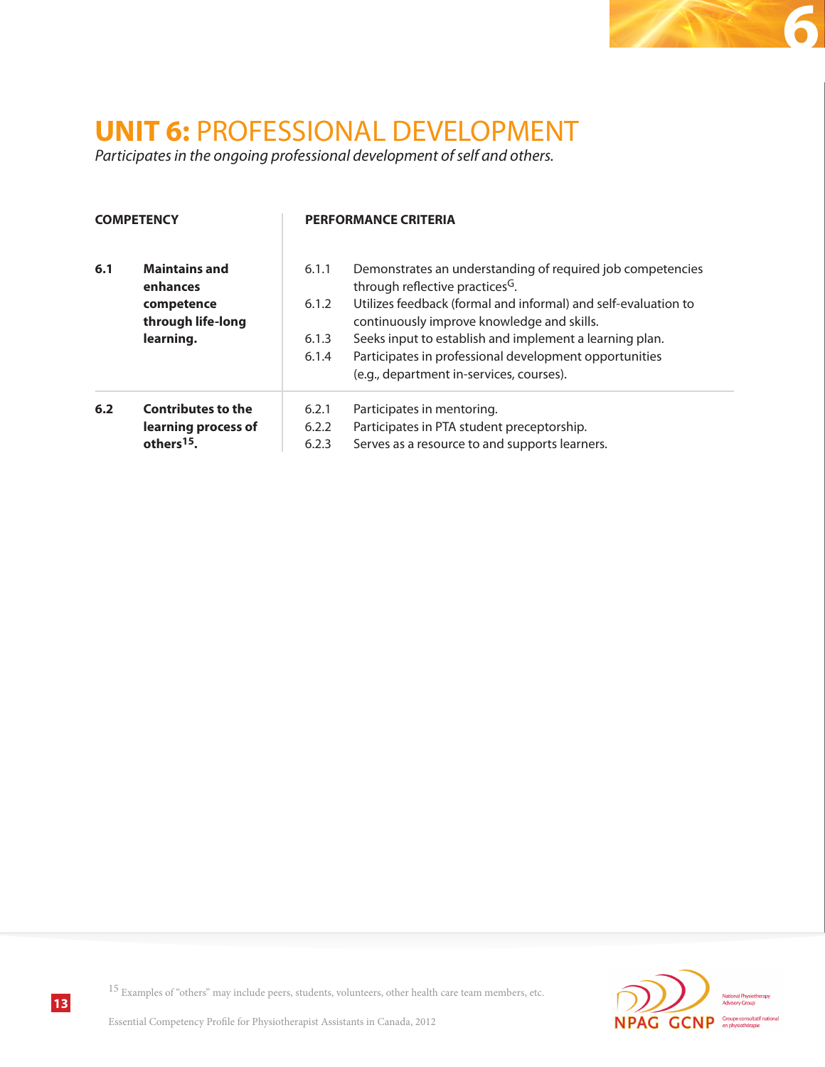# UNIT 6: PROFESSIONAL DEVELOPMENT

*Participates in the ongoing professional development of self and others.*

| COMPETENCY | | PERFORMANCE CRITERIA | |
|---|---|---|---|
| **6.1** | **Maintains and enhances competence through life-long learning.** | 6.1.1 | Demonstrates an understanding of required job competencies through reflective practices[G]. |
| | | 6.1.2 | Utilizes feedback (formal and informal) and self-evaluation to continuously improve knowledge and skills. |
| | | 6.1.3 | Seeks input to establish and implement a learning plan. |
| | | 6.1.4 | Participates in professional development opportunities (e.g., department in-services, courses). |
| **6.2** | **Contributes to the learning process of others[15].** | 6.2.1 | Participates in mentoring. |
| | | 6.2.2 | Participates in PTA student preceptorship. |
| | | 6.2.3 | Serves as a resource to and supports learners. |

[15] Examples of "others" may include peers, students, volunteers, other health care team members, etc.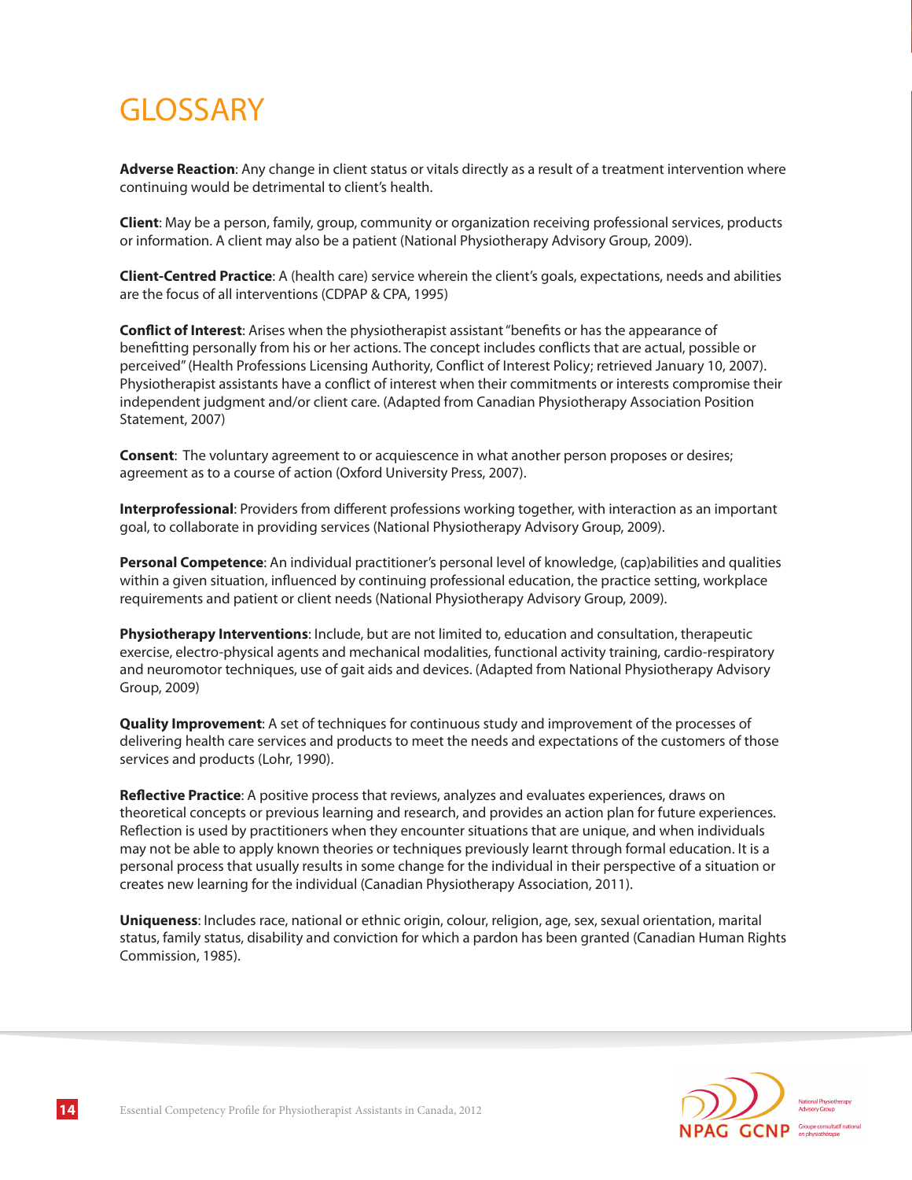# GLOSSARY

**Adverse Reaction**: Any change in client status or vitals directly as a result of a treatment intervention where continuing would be detrimental to client's health.

**Client**: May be a person, family, group, community or organization receiving professional services, products or information. A client may also be a patient (National Physiotherapy Advisory Group, 2009).

**Client-Centred Practice**: A (health care) service wherein the client's goals, expectations, needs and abilities are the focus of all interventions (CDPAP & CPA, 1995)

**Conflict of Interest**: Arises when the physiotherapist assistant "benefits or has the appearance of benefitting personally from his or her actions. The concept includes conflicts that are actual, possible or perceived" (Health Professions Licensing Authority, Conflict of Interest Policy; retrieved January 10, 2007). Physiotherapist assistants have a conflict of interest when their commitments or interests compromise their independent judgment and/or client care. (Adapted from Canadian Physiotherapy Association Position Statement, 2007)

**Consent**: The voluntary agreement to or acquiescence in what another person proposes or desires; agreement as to a course of action (Oxford University Press, 2007).

**Interprofessional**: Providers from different professions working together, with interaction as an important goal, to collaborate in providing services (National Physiotherapy Advisory Group, 2009).

**Personal Competence**: An individual practitioner's personal level of knowledge, (cap)abilities and qualities within a given situation, influenced by continuing professional education, the practice setting, workplace requirements and patient or client needs (National Physiotherapy Advisory Group, 2009).

**Physiotherapy Interventions**: Include, but are not limited to, education and consultation, therapeutic exercise, electro-physical agents and mechanical modalities, functional activity training, cardio-respiratory and neuromotor techniques, use of gait aids and devices. (Adapted from National Physiotherapy Advisory Group, 2009)

**Quality Improvement**: A set of techniques for continuous study and improvement of the processes of delivering health care services and products to meet the needs and expectations of the customers of those services and products (Lohr, 1990).

**Reflective Practice**: A positive process that reviews, analyzes and evaluates experiences, draws on theoretical concepts or previous learning and research, and provides an action plan for future experiences. Reflection is used by practitioners when they encounter situations that are unique, and when individuals may not be able to apply known theories or techniques previously learnt through formal education. It is a personal process that usually results in some change for the individual in their perspective of a situation or creates new learning for the individual (Canadian Physiotherapy Association, 2011).

**Uniqueness**: Includes race, national or ethnic origin, colour, religion, age, sex, sexual orientation, marital status, family status, disability and conviction for which a pardon has been granted (Canadian Human Rights Commission, 1985).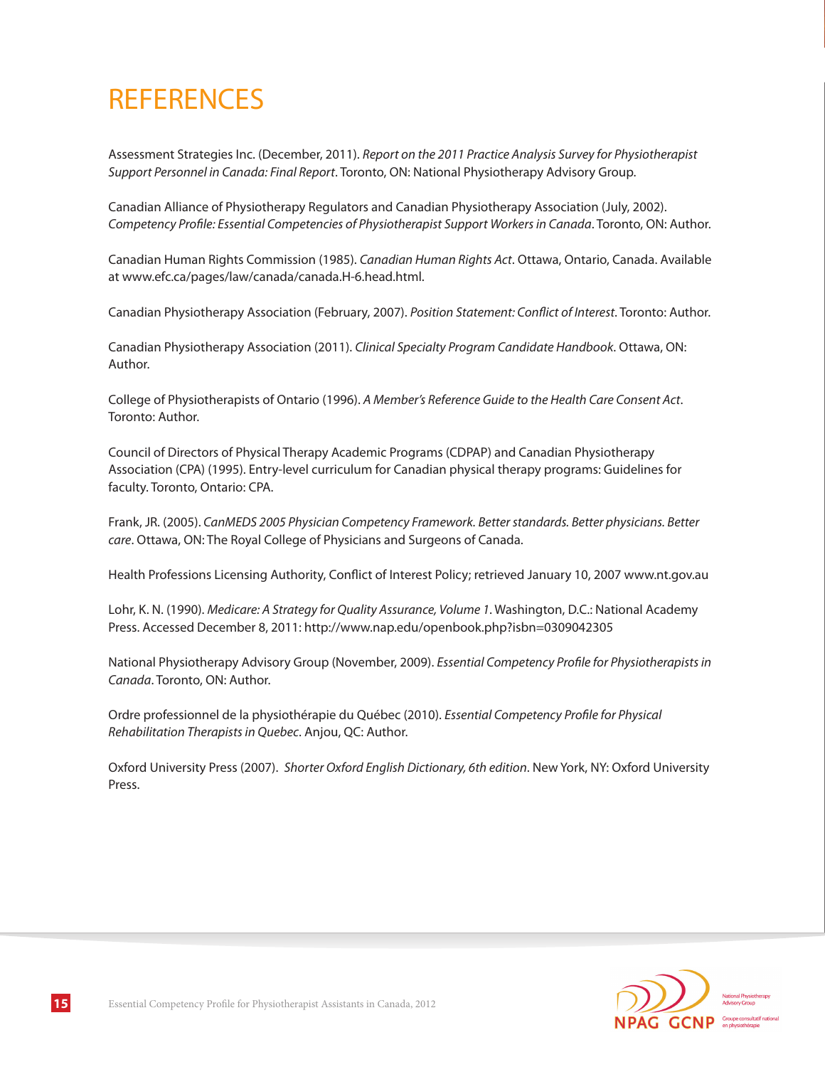# REFERENCES

Assessment Strategies Inc. (December, 2011). *Report on the 2011 Practice Analysis Survey for Physiotherapist Support Personnel in Canada: Final Report*. Toronto, ON: National Physiotherapy Advisory Group.

Canadian Alliance of Physiotherapy Regulators and Canadian Physiotherapy Association (July, 2002). *Competency Profile: Essential Competencies of Physiotherapist Support Workers in Canada*. Toronto, ON: Author.

Canadian Human Rights Commission (1985). *Canadian Human Rights Act*. Ottawa, Ontario, Canada. Available at www.efc.ca/pages/law/canada/canada.H-6.head.html.

Canadian Physiotherapy Association (February, 2007). *Position Statement: Conflict of Interest*. Toronto: Author.

Canadian Physiotherapy Association (2011). *Clinical Specialty Program Candidate Handbook*. Ottawa, ON: Author.

College of Physiotherapists of Ontario (1996). *A Member's Reference Guide to the Health Care Consent Act*. Toronto: Author.

Council of Directors of Physical Therapy Academic Programs (CDPAP) and Canadian Physiotherapy Association (CPA) (1995). Entry-level curriculum for Canadian physical therapy programs: Guidelines for faculty. Toronto, Ontario: CPA.

Frank, JR. (2005). *CanMEDS 2005 Physician Competency Framework. Better standards. Better physicians. Better care*. Ottawa, ON: The Royal College of Physicians and Surgeons of Canada.

Health Professions Licensing Authority, Conflict of Interest Policy; retrieved January 10, 2007 www.nt.gov.au

Lohr, K. N. (1990). *Medicare: A Strategy for Quality Assurance, Volume 1*. Washington, D.C.: National Academy Press. Accessed December 8, 2011: http://www.nap.edu/openbook.php?isbn=0309042305

National Physiotherapy Advisory Group (November, 2009). *Essential Competency Profile for Physiotherapists in Canada*. Toronto, ON: Author.

Ordre professionnel de la physiothérapie du Québec (2010). *Essential Competency Profile for Physical Rehabilitation Therapists in Quebec*. Anjou, QC: Author.

Oxford University Press (2007). *Shorter Oxford English Dictionary, 6th edition*. New York, NY: Oxford University Press.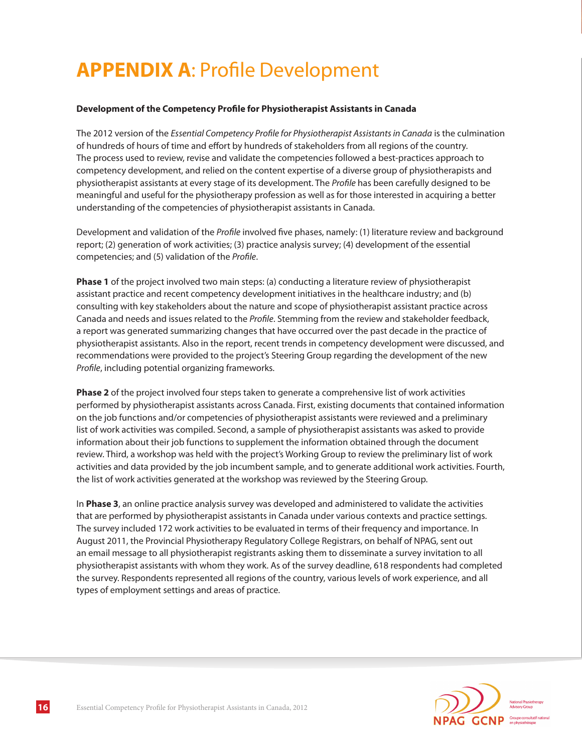# **APPENDIX A**: Profile Development

**Development of the Competency Profile for Physiotherapist Assistants in Canada**

The 2012 version of the *Essential Competency Profile for Physiotherapist Assistants in Canada* is the culmination of hundreds of hours of time and effort by hundreds of stakeholders from all regions of the country. The process used to review, revise and validate the competencies followed a best-practices approach to competency development, and relied on the content expertise of a diverse group of physiotherapists and physiotherapist assistants at every stage of its development. The *Profile* has been carefully designed to be meaningful and useful for the physiotherapy profession as well as for those interested in acquiring a better understanding of the competencies of physiotherapist assistants in Canada.

Development and validation of the *Profile* involved five phases, namely: (1) literature review and background report; (2) generation of work activities; (3) practice analysis survey; (4) development of the essential competencies; and (5) validation of the *Profile*.

**Phase 1** of the project involved two main steps: (a) conducting a literature review of physiotherapist assistant practice and recent competency development initiatives in the healthcare industry; and (b) consulting with key stakeholders about the nature and scope of physiotherapist assistant practice across Canada and needs and issues related to the *Profile*. Stemming from the review and stakeholder feedback, a report was generated summarizing changes that have occurred over the past decade in the practice of physiotherapist assistants. Also in the report, recent trends in competency development were discussed, and recommendations were provided to the project's Steering Group regarding the development of the new *Profile*, including potential organizing frameworks.

**Phase 2** of the project involved four steps taken to generate a comprehensive list of work activities performed by physiotherapist assistants across Canada. First, existing documents that contained information on the job functions and/or competencies of physiotherapist assistants were reviewed and a preliminary list of work activities was compiled. Second, a sample of physiotherapist assistants was asked to provide information about their job functions to supplement the information obtained through the document review. Third, a workshop was held with the project's Working Group to review the preliminary list of work activities and data provided by the job incumbent sample, and to generate additional work activities. Fourth, the list of work activities generated at the workshop was reviewed by the Steering Group.

In **Phase 3**, an online practice analysis survey was developed and administered to validate the activities that are performed by physiotherapist assistants in Canada under various contexts and practice settings. The survey included 172 work activities to be evaluated in terms of their frequency and importance. In August 2011, the Provincial Physiotherapy Regulatory College Registrars, on behalf of NPAG, sent out an email message to all physiotherapist registrants asking them to disseminate a survey invitation to all physiotherapist assistants with whom they work. As of the survey deadline, 618 respondents had completed the survey. Respondents represented all regions of the country, various levels of work experience, and all types of employment settings and areas of practice.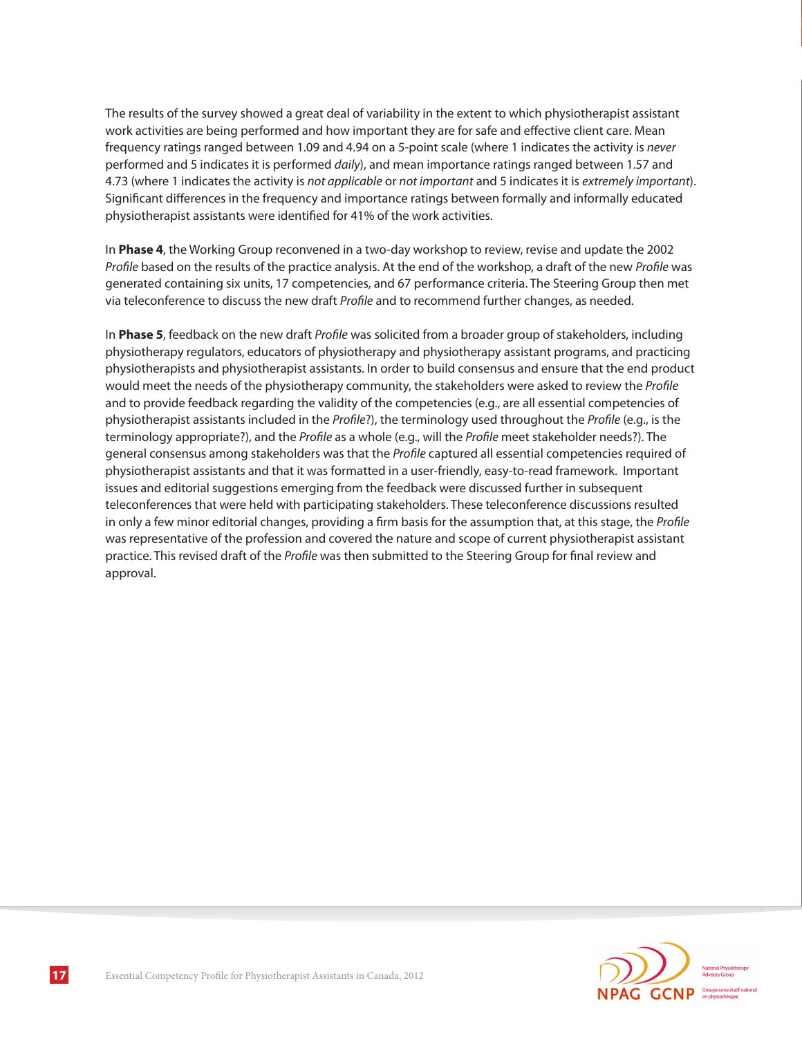The results of the survey showed a great deal of variability in the extent to which physiotherapist assistant work activities are being performed and how important they are for safe and effective client care. Mean frequency ratings ranged between 1.09 and 4.94 on a 5-point scale (where 1 indicates the activity is *never* performed and 5 indicates it is performed *daily*), and mean importance ratings ranged between 1.57 and 4.73 (where 1 indicates the activity is *not applicable* or *not important* and 5 indicates it is *extremely important*). Significant differences in the frequency and importance ratings between formally and informally educated physiotherapist assistants were identified for 41% of the work activities.

In **Phase 4**, the Working Group reconvened in a two-day workshop to review, revise and update the 2002 *Profile* based on the results of the practice analysis. At the end of the workshop, a draft of the new *Profile* was generated containing six units, 17 competencies, and 67 performance criteria. The Steering Group then met via teleconference to discuss the new draft *Profile* and to recommend further changes, as needed.

In **Phase 5**, feedback on the new draft *Profile* was solicited from a broader group of stakeholders, including physiotherapy regulators, educators of physiotherapy and physiotherapy assistant programs, and practicing physiotherapists and physiotherapist assistants. In order to build consensus and ensure that the end product would meet the needs of the physiotherapy community, the stakeholders were asked to review the *Profile* and to provide feedback regarding the validity of the competencies (e.g., are all essential competencies of physiotherapist assistants included in the *Profile*?), the terminology used throughout the *Profile* (e.g., is the terminology appropriate?), and the *Profile* as a whole (e.g., will the *Profile* meet stakeholder needs?). The general consensus among stakeholders was that the *Profile* captured all essential competencies required of physiotherapist assistants and that it was formatted in a user-friendly, easy-to-read framework. Important issues and editorial suggestions emerging from the feedback were discussed further in subsequent teleconferences that were held with participating stakeholders. These teleconference discussions resulted in only a few minor editorial changes, providing a firm basis for the assumption that, at this stage, the *Profile* was representative of the profession and covered the nature and scope of current physiotherapist assistant practice. This revised draft of the *Profile* was then submitted to the Steering Group for final review and approval.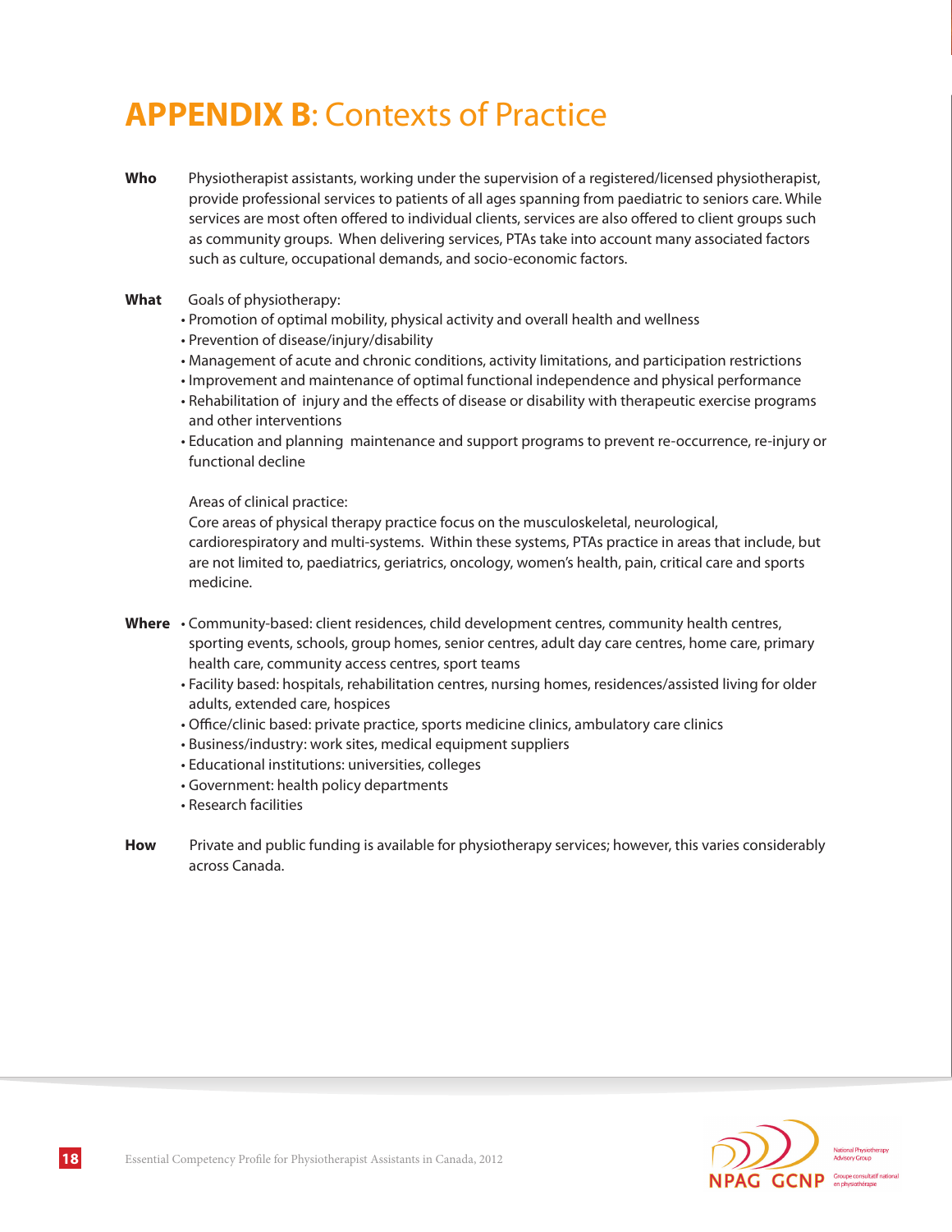# APPENDIX B: Contexts of Practice

**Who** Physiotherapist assistants, working under the supervision of a registered/licensed physiotherapist, provide professional services to patients of all ages spanning from paediatric to seniors care. While services are most often offered to individual clients, services are also offered to client groups such as community groups. When delivering services, PTAs take into account many associated factors such as culture, occupational demands, and socio-economic factors.

**What** Goals of physiotherapy:

- Promotion of optimal mobility, physical activity and overall health and wellness
- Prevention of disease/injury/disability
- Management of acute and chronic conditions, activity limitations, and participation restrictions
- Improvement and maintenance of optimal functional independence and physical performance
- Rehabilitation of injury and the effects of disease or disability with therapeutic exercise programs and other interventions
- Education and planning maintenance and support programs to prevent re-occurrence, re-injury or functional decline

Areas of clinical practice:

Core areas of physical therapy practice focus on the musculoskeletal, neurological, cardiorespiratory and multi-systems. Within these systems, PTAs practice in areas that include, but are not limited to, paediatrics, geriatrics, oncology, women's health, pain, critical care and sports medicine.

**Where**

- Community-based: client residences, child development centres, community health centres, sporting events, schools, group homes, senior centres, adult day care centres, home care, primary health care, community access centres, sport teams
- Facility based: hospitals, rehabilitation centres, nursing homes, residences/assisted living for older adults, extended care, hospices
- Office/clinic based: private practice, sports medicine clinics, ambulatory care clinics
- Business/industry: work sites, medical equipment suppliers
- Educational institutions: universities, colleges
- Government: health policy departments
- Research facilities

**How** Private and public funding is available for physiotherapy services; however, this varies considerably across Canada.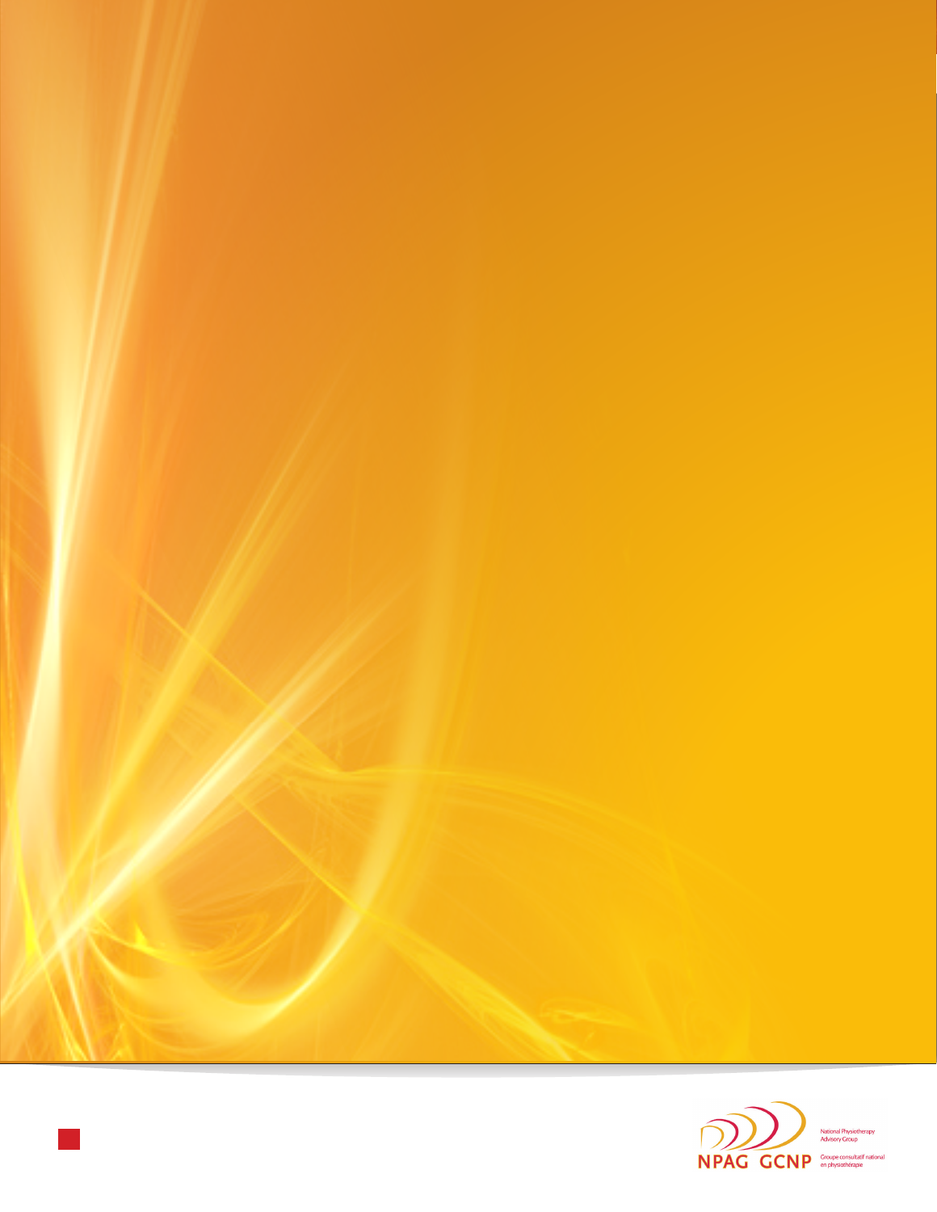National Physiotherapy Advisory Group

Groupe consultatif national en physiothérapie

NPAG GCNP